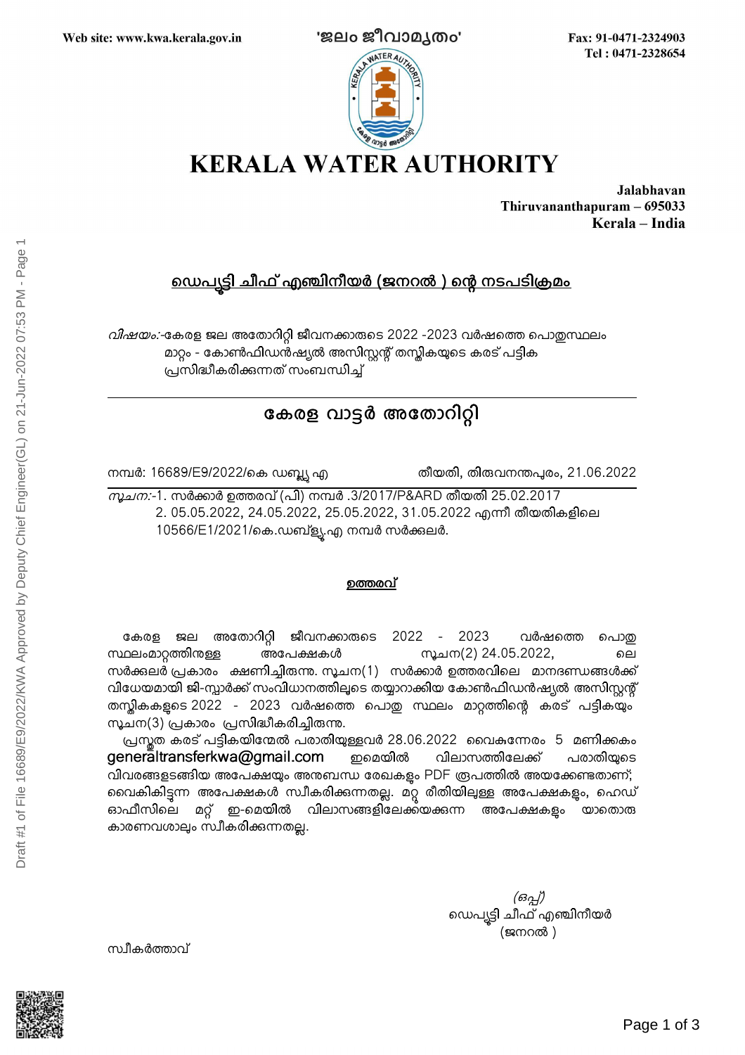Web site: www.kwa.kerala.gov.in

'ജലം ജീവാമൃതം'

Fax: 91-0471-2324903
Tel : 0471-2328654

# KERALA WATER AUTHORITY

**Jalabhavan**
**Thiruvananthapuram – 695033**
**Kerala – India**

## ഡെപ്യൂട്ടി ചീഫ് എഞ്ചിനീയർ (ജനറൽ ) ന്റെ നടപടിക്രമം

*വിഷയം:*-കേരള ജല അതോറിറ്റി ജീവനക്കാരുടെ 2022 -2023 വർഷത്തെ പൊതുസ്ഥലം മാറ്റം - കോൺഫിഡൻഷ്യൽ അസിസ്റ്റന്റ് തസ്തികയുടെ കരട് പട്ടിക പ്രസിദ്ധീകരിക്കുന്നത് സംബന്ധിച്ച്

## കേരള വാട്ടർ അതോറിറ്റി

നമ്പർ: 16689/E9/2022/കെ ഡബ്ല്യു എ &nbsp;&nbsp;&nbsp;&nbsp; തീയതി, തിരുവനന്തപുരം, 21.06.2022

*സൂചന:*-1. സർക്കാർ ഉത്തരവ് (പി) നമ്പർ .3/2017/P&ARD തീയതി 25.02.2017
2. 05.05.2022, 24.05.2022, 25.05.2022, 31.05.2022 എന്നീ തീയതികളിലെ 10566/E1/2021/കെ.ഡബ്ല്യു.എ നമ്പർ സർക്കുലർ.

### ഉത്തരവ്

കേരള ജല അതോറിറ്റി ജീവനക്കാരുടെ 2022 - 2023 വർഷത്തെ പൊതു സ്ഥലംമാറ്റത്തിനുള്ള അപേക്ഷകൾ സൂചന(2) 24.05.2022, ലെ സർക്കുലർ പ്രകാരം ക്ഷണിച്ചിരുന്നു. സൂചന(1) സർക്കാർ ഉത്തരവിലെ മാനദണ്ഡങ്ങൾക്ക് വിധേയമായി ജി-സ്പാർക്ക് സംവിധാനത്തിലൂടെ തയ്യാറാക്കിയ കോൺഫിഡൻഷ്യൽ അസിസ്റ്റന്റ് തസ്തികകളുടെ 2022 - 2023 വർഷത്തെ പൊതു സ്ഥലം മാറ്റത്തിന്റെ കരട് പട്ടികയും സൂചന(3) പ്രകാരം പ്രസിദ്ധീകരിച്ചിരുന്നു.

പ്രസ്തുത കരട് പട്ടികയിന്മേൽ പരാതിയുള്ളവർ 28.06.2022 വൈകുന്നേരം 5 മണിക്കകം generaltransferkwa@gmail.com ഇമെയിൽ വിലാസത്തിലേക്ക് പരാതിയുടെ വിവരങ്ങളടങ്ങിയ അപേക്ഷയും അനുബന്ധ രേഖകളും PDF രൂപത്തിൽ അയക്കേണ്ടതാണ്; വൈകികിട്ടുന്ന അപേക്ഷകൾ സ്വീകരിക്കുന്നതല്ല. മറ്റ് രീതിയിലുള്ള അപേക്ഷകളും, ഹെഡ് ഓഫീസിലെ മറ്റ് ഇ-മെയിൽ വിലാസങ്ങളിലേക്കയക്കുന്ന അപേക്ഷകളും യാതൊരു കാരണവശാലും സ്വീകരിക്കുന്നതല്ല.

*(ഒപ്പ്)*
ഡെപ്യൂട്ടി ചീഫ് എഞ്ചിനീയർ
(ജനറൽ )

സ്വീകർത്താവ്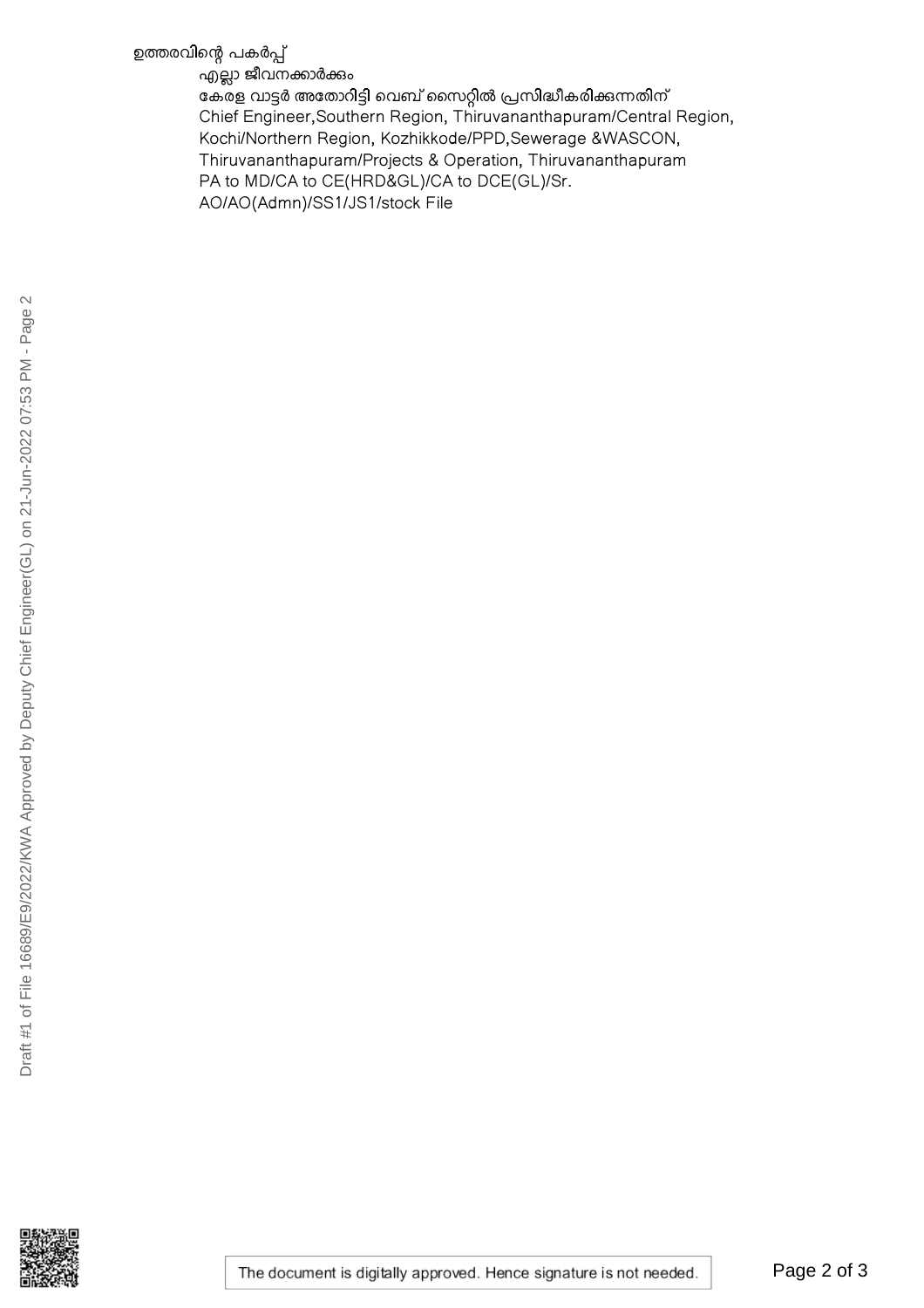ഉത്തരവിന്റെ പകർപ്പ്

എല്ലാ ജീവനക്കാർക്കും
കേരള വാട്ടർ അതോറിട്ടി വെബ് സൈറ്റിൽ പ്രസിദ്ധീകരിക്കുന്നതിന്
Chief Engineer,Southern Region, Thiruvananthapuram/Central Region, Kochi/Northern Region, Kozhikkode/PPD,Sewerage &WASCON, Thiruvananthapuram/Projects & Operation, Thiruvananthapuram
PA to MD/CA to CE(HRD&GL)/CA to DCE(GL)/Sr. AO/AO(Admn)/SS1/JS1/stock File

Draft #1 of File 16689/E9/2022/KWA Approved by Deputy Chief Engineer(GL) on 21-Jun-2022 07:53 PM - Page 2

The document is digitally approved. Hence signature is not needed.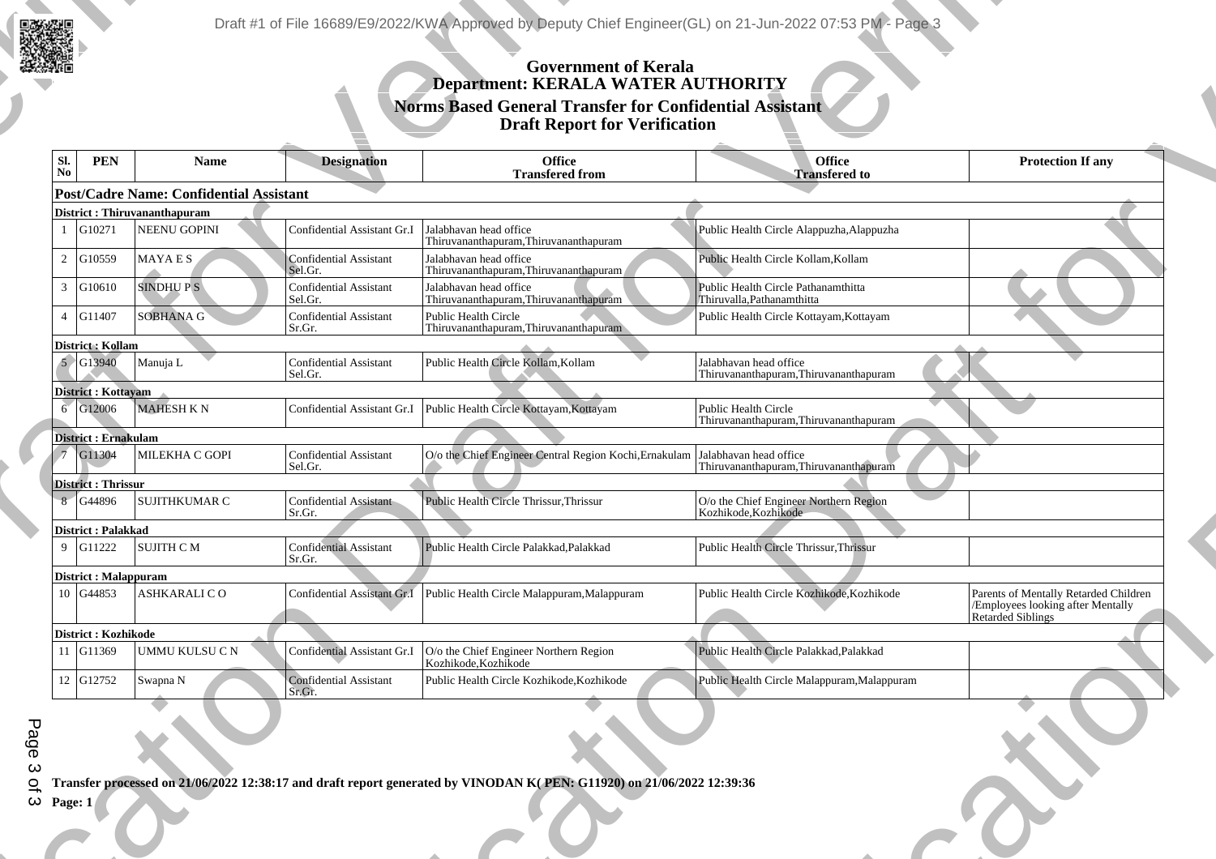# Government of Kerala
## Department: KERALA WATER AUTHORITY
### Norms Based General Transfer for Confidential Assistant
### Draft Report for Verification

| Sl. No | PEN | Name | Designation | Office Transfered from | Office Transfered to | Protection If any |
|---|---|---|---|---|---|---|
| **Post/Cadre Name: Confidential Assistant** | | | | | | |
| **District : Thiruvananthapuram** | | | | | | |
| 1 | G10271 | NEENU GOPINI | Confidential Assistant Gr.I | Jalabhavan head office Thiruvananthapuram,Thiruvananthapuram | Public Health Circle Alappuzha,Alappuzha | |
| 2 | G10559 | MAYA E S | Confidential Assistant Sel.Gr. | Jalabhavan head office Thiruvananthapuram,Thiruvananthapuram | Public Health Circle Kollam,Kollam | |
| 3 | G10610 | SINDHU P S | Confidential Assistant Sel.Gr. | Jalabhavan head office Thiruvananthapuram,Thiruvananthapuram | Public Health Circle Pathanamthitta Thiruvalla,Pathanamthitta | |
| 4 | G11407 | SOBHANA G | Confidential Assistant Sr.Gr. | Public Health Circle Thiruvananthapuram,Thiruvananthapuram | Public Health Circle Kottayam,Kottayam | |
| **District : Kollam** | | | | | | |
| 5 | G13940 | Manuja L | Confidential Assistant Sel.Gr. | Public Health Circle Kollam,Kollam | Jalabhavan head office Thiruvananthapuram,Thiruvananthapuram | |
| **District : Kottayam** | | | | | | |
| 6 | G12006 | MAHESH K N | Confidential Assistant Gr.I | Public Health Circle Kottayam,Kottayam | Public Health Circle Thiruvananthapuram,Thiruvananthapuram | |
| **District : Ernakulam** | | | | | | |
| 7 | G11304 | MILEKHA C GOPI | Confidential Assistant Sel.Gr. | O/o the Chief Engineer Central Region Kochi,Ernakulam | Jalabhavan head office Thiruvananthapuram,Thiruvananthapuram | |
| **District : Thrissur** | | | | | | |
| 8 | G44896 | SUJITHKUMAR C | Confidential Assistant Sr.Gr. | Public Health Circle Thrissur,Thrissur | O/o the Chief Engineer Northern Region Kozhikode,Kozhikode | |
| **District : Palakkad** | | | | | | |
| 9 | G11222 | SUJITH C M | Confidential Assistant Sr.Gr. | Public Health Circle Palakkad,Palakkad | Public Health Circle Thrissur,Thrissur | |
| **District : Malappuram** | | | | | | |
| 10 | G44853 | ASHKARALI C O | Confidential Assistant Gr.I | Public Health Circle Malappuram,Malappuram | Public Health Circle Kozhikode,Kozhikode | Parents of Mentally Retarded Children /Employees looking after Mentally Retarded Siblings |
| **District : Kozhikode** | | | | | | |
| 11 | G11369 | UMMU KULSU C N | Confidential Assistant Gr.I | O/o the Chief Engineer Northern Region Kozhikode,Kozhikode | Public Health Circle Palakkad,Palakkad | |
| 12 | G12752 | Swapna N | Confidential Assistant Sr.Gr. | Public Health Circle Kozhikode,Kozhikode | Public Health Circle Malappuram,Malappuram | |

**Transfer processed on 21/06/2022 12:38:17 and draft report generated by VINODAN K( PEN: G11920) on 21/06/2022 12:39:36**